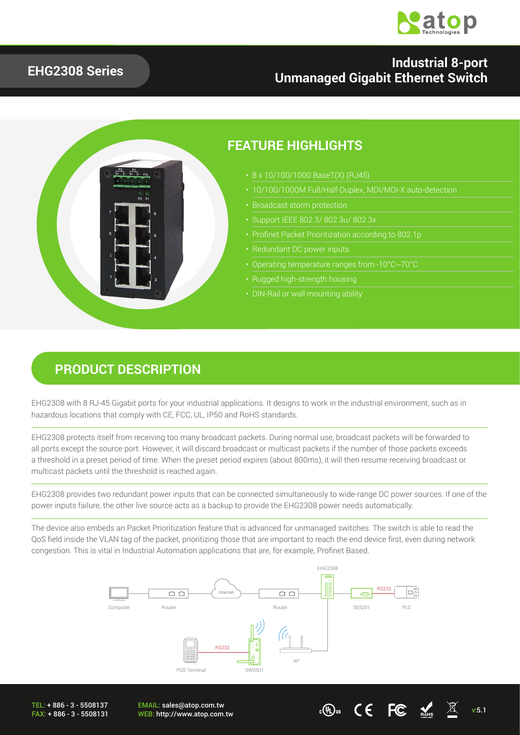# EHG2308 Series

## Industrial 8-port Unmanaged Gigabit Ethernet Switch

## FEATURE HIGHLIGHTS

- 8 x 10/100/1000 BaseT(X) (RJ45)
- 10/100/1000M Full/Half-Duplex, MDI/MDI-X auto-detection
- Broadcast storm protection
- Support IEEE 802.3/ 802.3u/ 802.3x
- Profinet Packet Prioritization according to 802.1p
- Redundant DC power inputs
- Operating temperature ranges from -10°C~70°C
- Rugged high-strength housing
- DIN-Rail or wall mounting ability

## PRODUCT DESCRIPTION

EHG2308 with 8 RJ-45 Gigabit ports for your industrial applications. It designs to work in the industrial environment, such as in hazardous locations that comply with CE, FCC, UL, IP50 and RoHS standards.

EHG2308 protects itself from receiving too many broadcast packets. During normal use, broadcast packets will be forwarded to all ports except the source port. However, it will discard broadcast or multicast packets if the number of those packets exceeds a threshold in a preset period of time. When the preset period expires (about 800ms), it will then resume receiving broadcast or multicast packets until the threshold is reached again.

EHG2308 provides two redundant power inputs that can be connected simultaneously to wide-range DC power sources. If one of the power inputs failure, the other live source acts as a backup to provide the EHG2308 power needs automatically.

The device also embeds an Packet Prioritization feature that is advanced for unmanaged switches. The switch is able to read the QoS field inside the VLAN tag of the packet, prioritizing those that are important to reach the end device first, even during network congestion. This is vital in Industrial Automation applications that are, for example, Profinet Based.

TEL: + 886 - 3 - 5508137
FAX: + 886 - 3 - 5508131

EMAIL: sales@atop.com.tw
WEB: http://www.atop.com.tw

v:5.1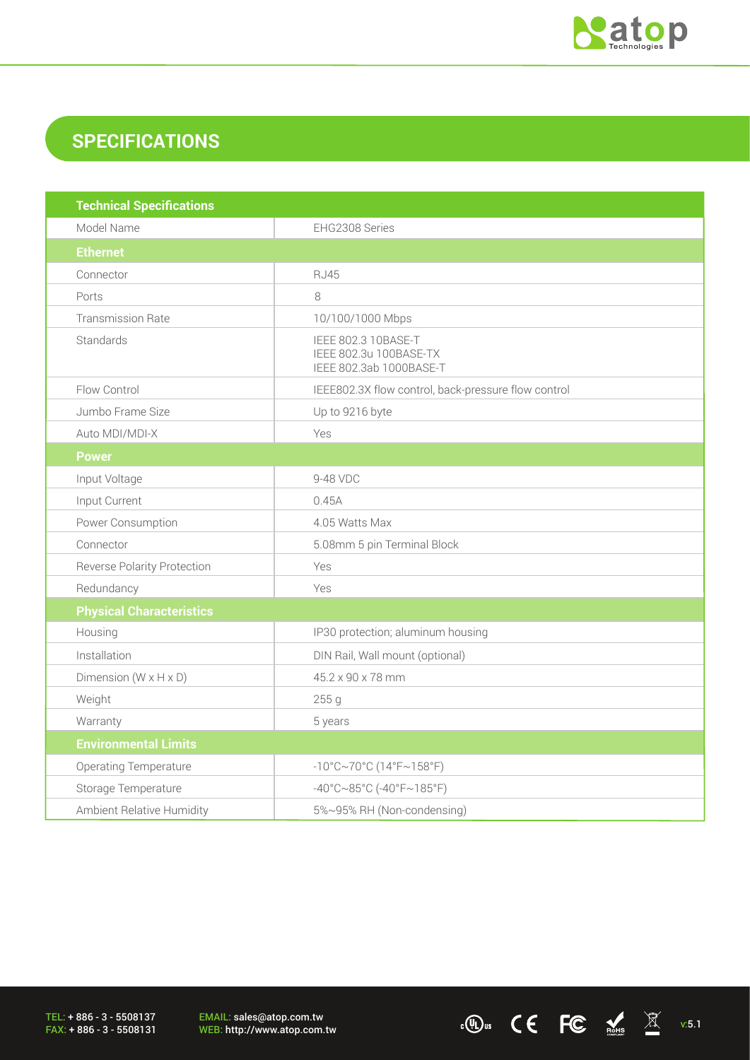## SPECIFICATIONS

| Technical Specifications | |
|---|---|
| Model Name | EHG2308 Series |
| **Ethernet** | |
| Connector | RJ45 |
| Ports | 8 |
| Transmission Rate | 10/100/1000 Mbps |
| Standards | IEEE 802.3 10BASE-T<br>IEEE 802.3u 100BASE-TX<br>IEEE 802.3ab 1000BASE-T |
| Flow Control | IEEE802.3X flow control, back-pressure flow control |
| Jumbo Frame Size | Up to 9216 byte |
| Auto MDI/MDI-X | Yes |
| **Power** | |
| Input Voltage | 9-48 VDC |
| Input Current | 0.45A |
| Power Consumption | 4.05 Watts Max |
| Connector | 5.08mm 5 pin Terminal Block |
| Reverse Polarity Protection | Yes |
| Redundancy | Yes |
| **Physical Characteristics** | |
| Housing | IP30 protection; aluminum housing |
| Installation | DIN Rail, Wall mount (optional) |
| Dimension (W x H x D) | 45.2 x 90 x 78 mm |
| Weight | 255 g |
| Warranty | 5 years |
| **Environmental Limits** | |
| Operating Temperature | -10°C~70°C (14°F~158°F) |
| Storage Temperature | -40°C~85°C (-40°F~185°F) |
| Ambient Relative Humidity | 5%~95% RH (Non-condensing) |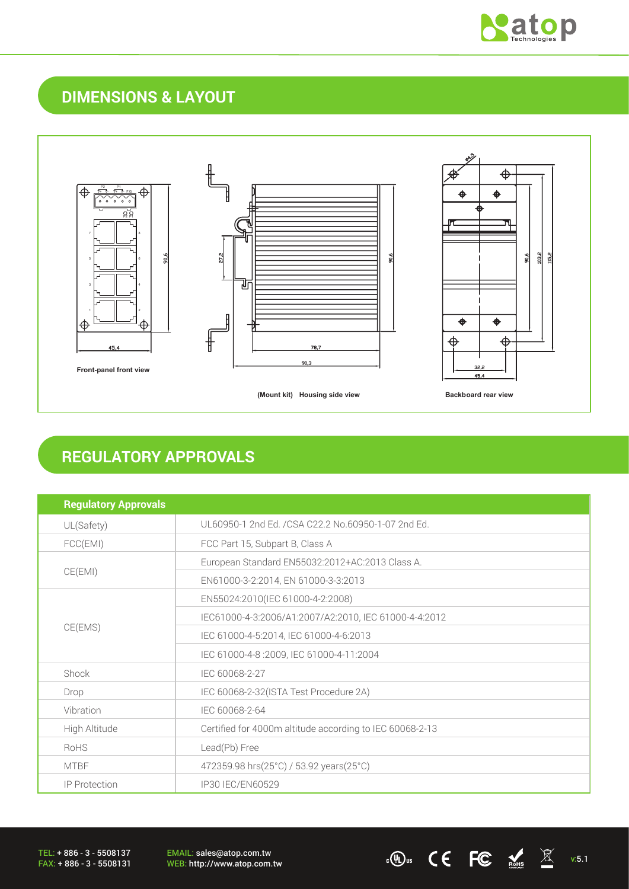## DIMENSIONS & LAYOUT

Front-panel front view

(Mount kit) Housing side view

Backboard rear view

## REGULATORY APPROVALS

| Regulatory Approvals | |
|---|---|
| UL(Safety) | UL60950-1 2nd Ed. /CSA C22.2 No.60950-1-07 2nd Ed. |
| FCC(EMI) | FCC Part 15, Subpart B, Class A |
| CE(EMI) | European Standard EN55032:2012+AC:2013 Class A. |
| | EN61000-3-2:2014, EN 61000-3-3:2013 |
| CE(EMS) | EN55024:2010(IEC 61000-4-2:2008) |
| | IEC61000-4-3:2006/A1:2007/A2:2010, IEC 61000-4-4:2012 |
| | IEC 61000-4-5:2014, IEC 61000-4-6:2013 |
| | IEC 61000-4-8 :2009, IEC 61000-4-11:2004 |
| Shock | IEC 60068-2-27 |
| Drop | IEC 60068-2-32(ISTA Test Procedure 2A) |
| Vibration | IEC 60068-2-64 |
| High Altitude | Certified for 4000m altitude according to IEC 60068-2-13 |
| RoHS | Lead(Pb) Free |
| MTBF | 472359.98 hrs(25°C) / 53.92 years(25°C) |
| IP Protection | IP30 IEC/EN60529 |

TEL: + 886 - 3 - 5508137
FAX: + 886 - 3 - 5508131

EMAIL: sales@atop.com.tw
WEB: http://www.atop.com.tw

v:5.1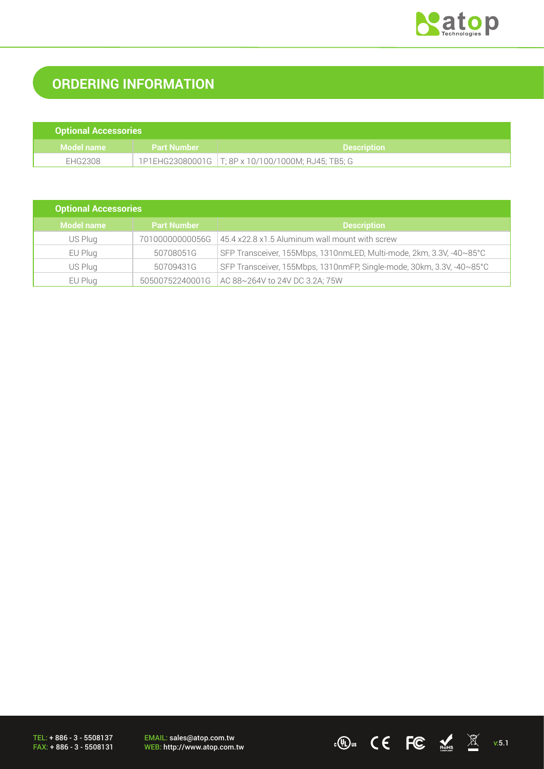## ORDERING INFORMATION

| Optional Accessories | | |
|---|---|---|
| **Model name** | **Part Number** | **Description** |
| EHG2308 | 1P1EHG23080001G | T; 8P x 10/100/1000M; RJ45; TB5; G |

| Optional Accessories | | |
|---|---|---|
| **Model name** | **Part Number** | **Description** |
| US Plug | 70100000000056G | 45.4 x22.8 x1.5 Aluminum wall mount with screw |
| EU Plug | 50708051G | SFP Transceiver, 155Mbps, 1310nmLED, Multi-mode, 2km, 3.3V, -40~85°C |
| US Plug | 50709431G | SFP Transceiver, 155Mbps, 1310nmFP, Single-mode, 30km, 3.3V, -40~85°C |
| EU Plug | 50500752240001G | AC 88~264V to 24V DC 3.2A; 75W |

TEL: + 886 - 3 - 5508137
FAX: + 886 - 3 - 5508131

EMAIL: sales@atop.com.tw
WEB: http://www.atop.com.tw

v:5.1